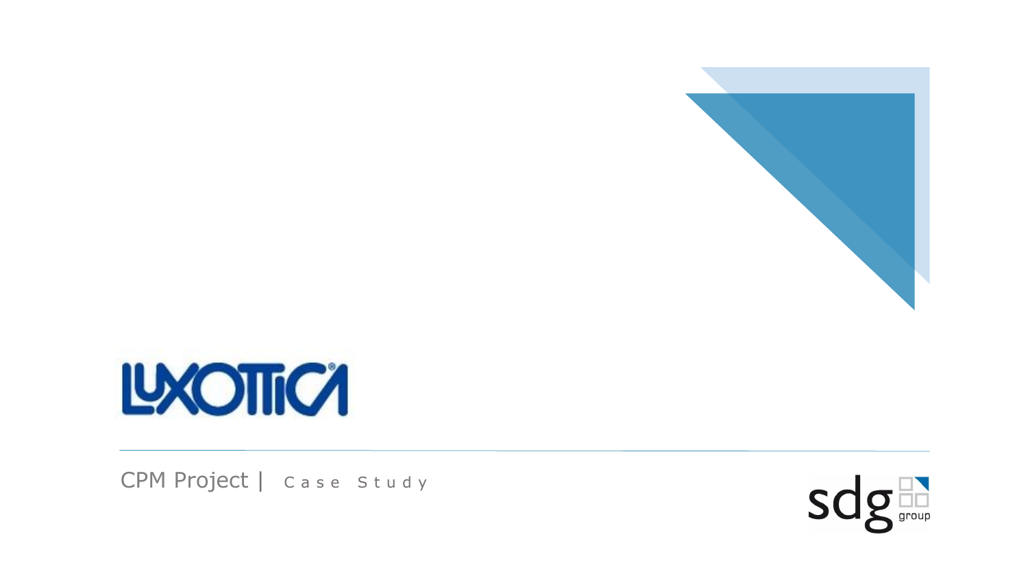# LUXOTTICA

CPM Project | Case Study

sdg group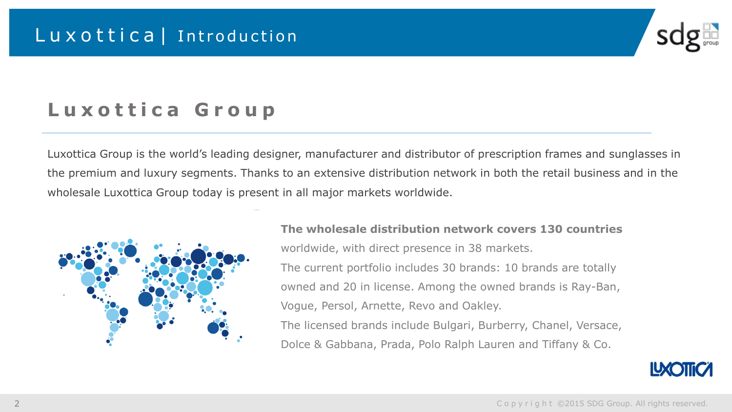# Luxottica | Introduction

## Luxottica Group

Luxottica Group is the world's leading designer, manufacturer and distributor of prescription frames and sunglasses in the premium and luxury segments. Thanks to an extensive distribution network in both the retail business and in the wholesale Luxottica Group today is present in all major markets worldwide.

**The wholesale distribution network covers 130 countries** worldwide, with direct presence in 38 markets.

The current portfolio includes 30 brands: 10 brands are totally owned and 20 in license. Among the owned brands is Ray-Ban, Vogue, Persol, Arnette, Revo and Oakley.

The licensed brands include Bulgari, Burberry, Chanel, Versace, Dolce & Gabbana, Prada, Polo Ralph Lauren and Tiffany & Co.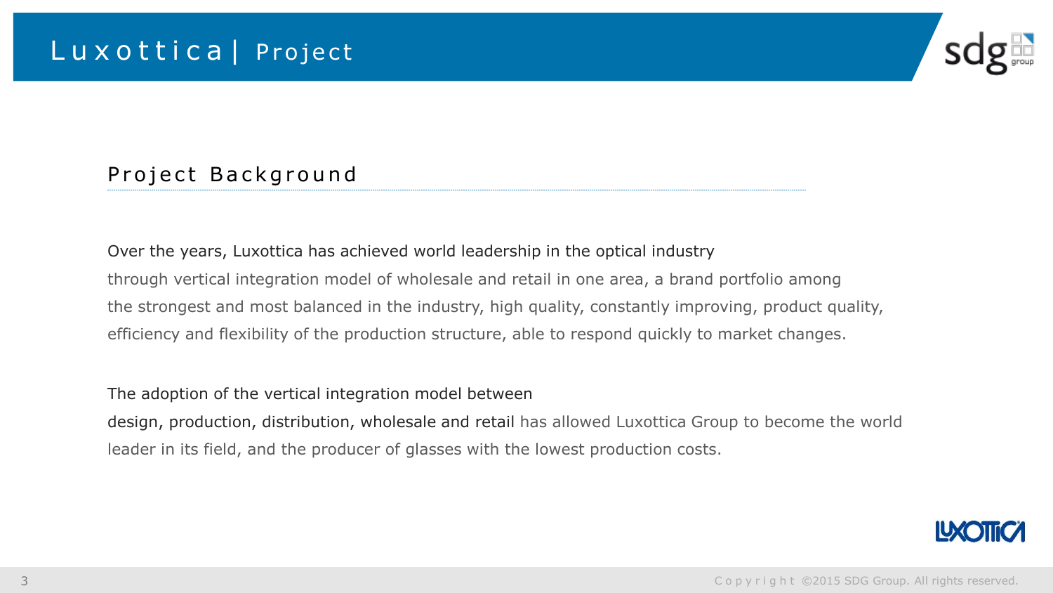# Luxottica | Project

## Project Background

Over the years, Luxottica has achieved world leadership in the optical industry through vertical integration model of wholesale and retail in one area, a brand portfolio among the strongest and most balanced in the industry, high quality, constantly improving, product quality, efficiency and flexibility of the production structure, able to respond quickly to market changes.

The adoption of the vertical integration model between design, production, distribution, wholesale and retail has allowed Luxottica Group to become the world leader in its field, and the producer of glasses with the lowest production costs.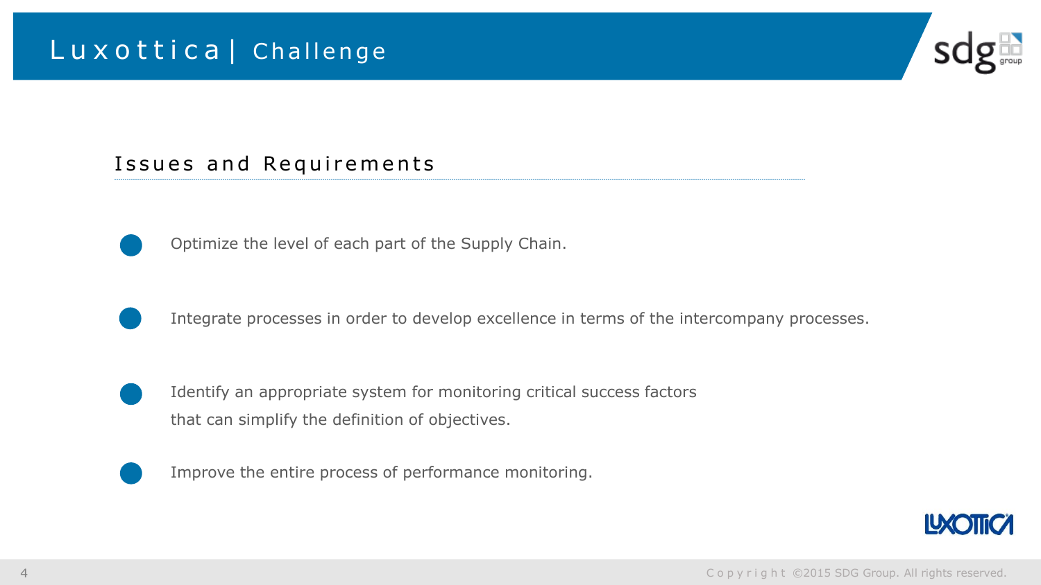# Luxottica | Challenge

## Issues and Requirements

- Optimize the level of each part of the Supply Chain.
- Integrate processes in order to develop excellence in terms of the intercompany processes.
- Identify an appropriate system for monitoring critical success factors that can simplify the definition of objectives.
- Improve the entire process of performance monitoring.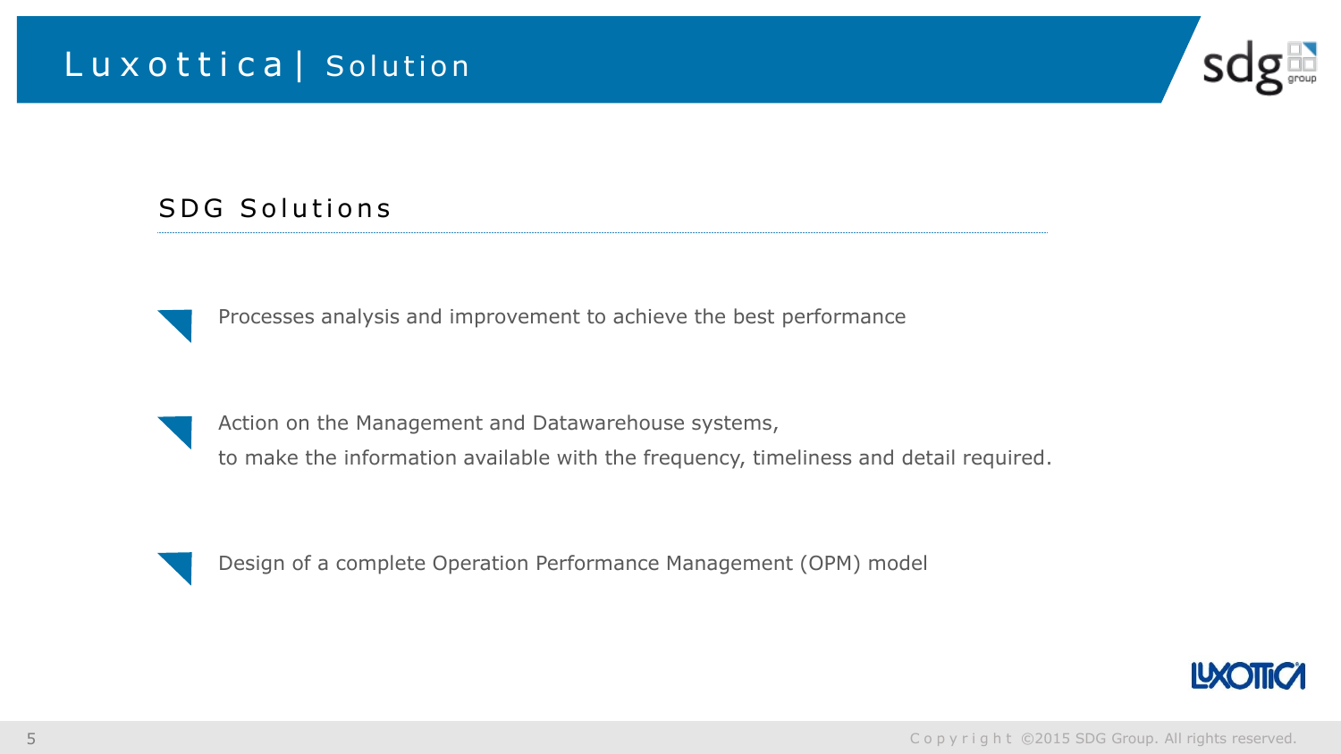# Luxottica | Solution

## SDG Solutions

- Processes analysis and improvement to achieve the best performance
- Action on the Management and Datawarehouse systems,
  to make the information available with the frequency, timeliness and detail required.
- Design of a complete Operation Performance Management (OPM) model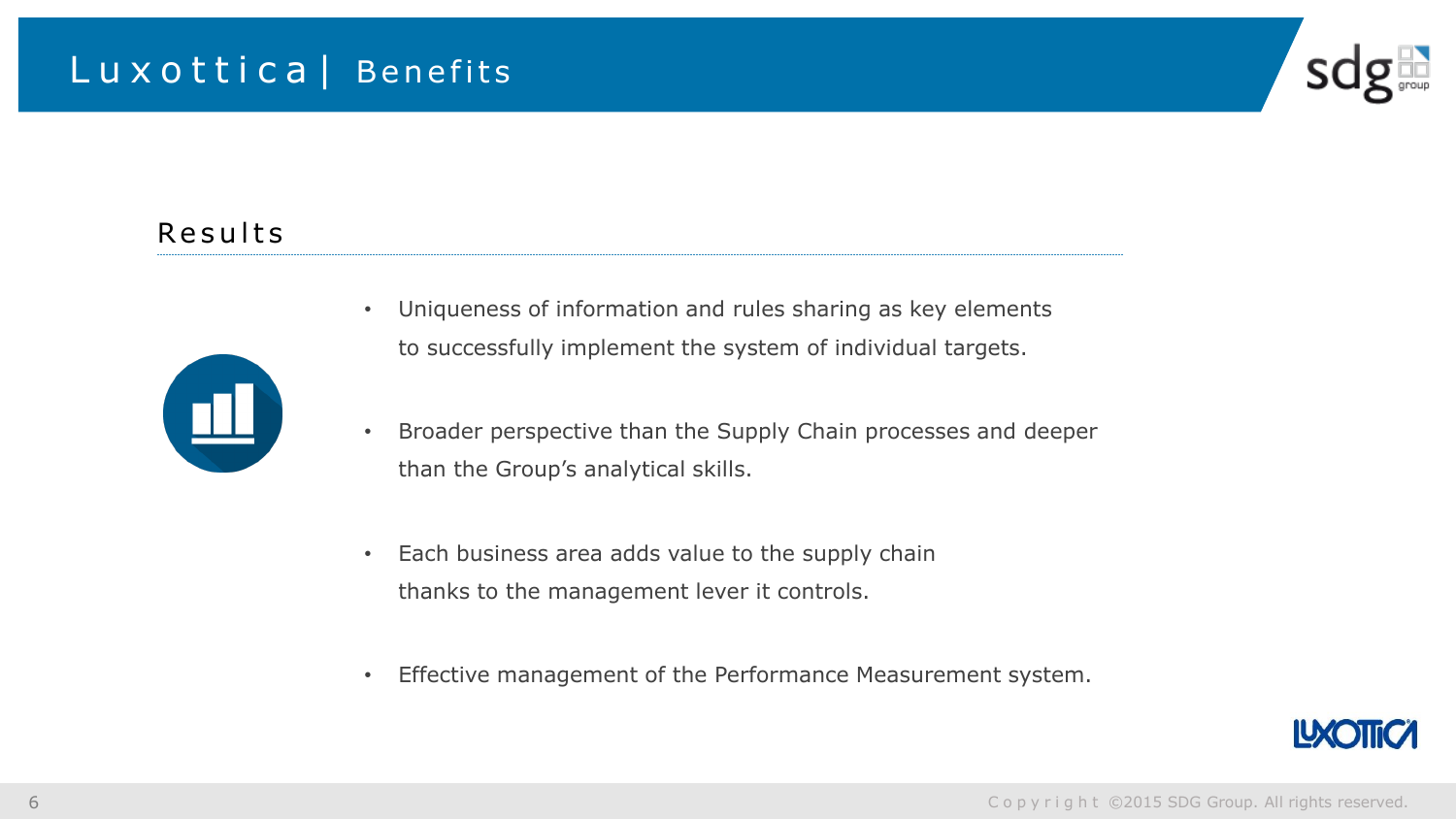# Luxottica | Benefits

## Results

- Uniqueness of information and rules sharing as key elements to successfully implement the system of individual targets.
- Broader perspective than the Supply Chain processes and deeper than the Group's analytical skills.
- Each business area adds value to the supply chain thanks to the management lever it controls.
- Effective management of the Performance Measurement system.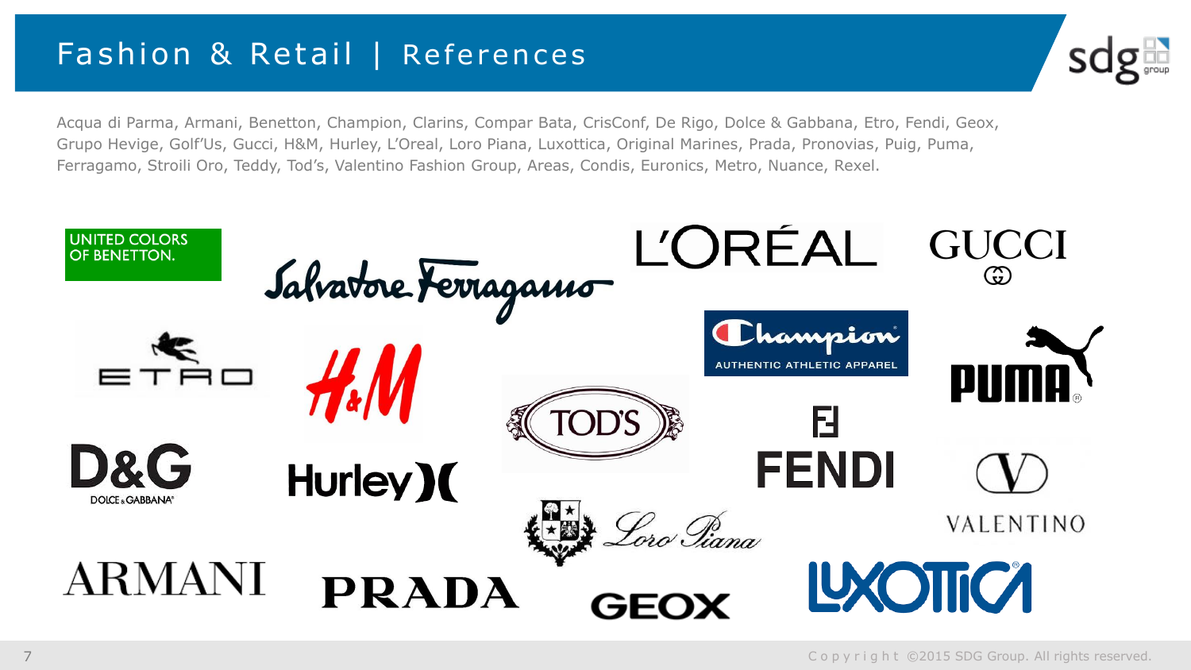# Fashion & Retail | References

Acqua di Parma, Armani, Benetton, Champion, Clarins, Compar Bata, CrisConf, De Rigo, Dolce & Gabbana, Etro, Fendi, Geox, Grupo Hevige, Golf'Us, Gucci, H&M, Hurley, L'Oreal, Loro Piana, Luxottica, Original Marines, Prada, Pronovias, Puig, Puma, Ferragamo, Stroili Oro, Teddy, Tod's, Valentino Fashion Group, Areas, Condis, Euronics, Metro, Nuance, Rexel.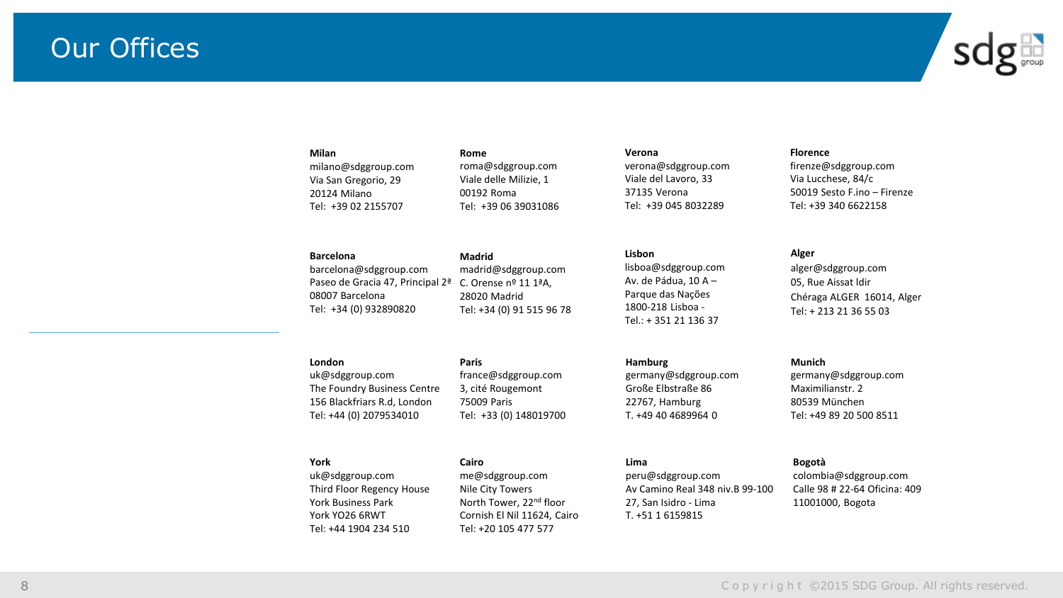# Our Offices

**Milan**
milano@sdggroup.com
Via San Gregorio, 29
20124 Milano
Tel: +39 02 2155707

**Rome**
roma@sdggroup.com
Viale delle Milizie, 1
00192 Roma
Tel: +39 06 39031086

**Verona**
verona@sdggroup.com
Viale del Lavoro, 33
37135 Verona
Tel: +39 045 8032289

**Florence**
firenze@sdggroup.com
Via Lucchese, 84/c
50019 Sesto F.ino – Firenze
Tel: +39 340 6622158

**Barcelona**
barcelona@sdggroup.com
Paseo de Gracia 47, Principal 2ª
08007 Barcelona
Tel: +34 (0) 932890820

**Madrid**
madrid@sdggroup.com
C. Orense nº 11 1ªA,
28020 Madrid
Tel: +34 (0) 91 515 96 78

**Lisbon**
lisboa@sdggroup.com
Av. de Pádua, 10 A –
Parque das Nações
1800-218 Lisboa -
Tel.: + 351 21 136 37

**Alger**
alger@sdggroup.com
05, Rue Aissat Idir
Chéraga ALGER 16014, Alger
Tel: + 213 21 36 55 03

**London**
uk@sdggroup.com
The Foundry Business Centre
156 Blackfriars R.d, London
Tel: +44 (0) 2079534010

**Paris**
france@sdggroup.com
3, cité Rougemont
75009 Paris
Tel: +33 (0) 148019700

**Hamburg**
germany@sdggroup.com
Große Elbstraße 86
22767, Hamburg
T. +49 40 4689964 0

**Munich**
germany@sdggroup.com
Maximilianstr. 2
80539 München
Tel: +49 89 20 500 8511

**York**
uk@sdggroup.com
Third Floor Regency House
York Business Park
York YO26 6RWT
Tel: +44 1904 234 510

**Cairo**
me@sdggroup.com
Nile City Towers
North Tower, 22nd floor
Cornish El Nil 11624, Cairo
Tel: +20 105 477 577

**Lima**
peru@sdggroup.com
Av Camino Real 348 niv.B 99-100
27, San Isidro - Lima
T. +51 1 6159815

**Bogotà**
colombia@sdggroup.com
Calle 98 # 22-64 Oficina: 409
11001000, Bogota

Copyright ©2015 SDG Group. All rights reserved.